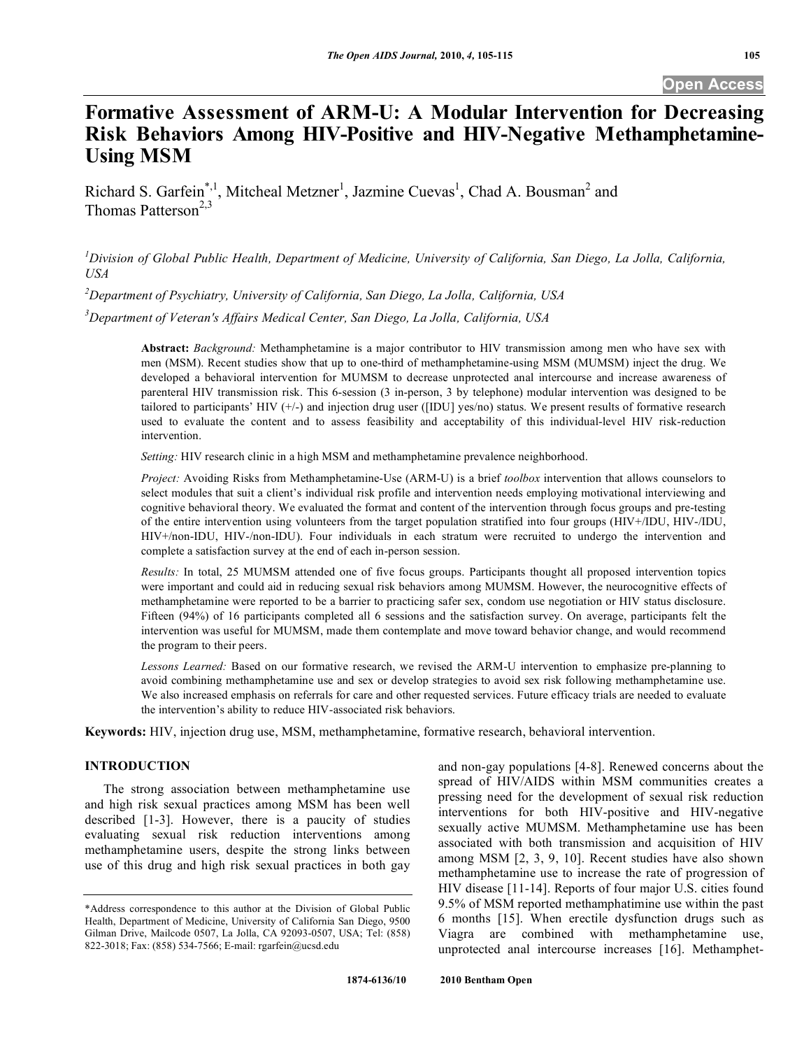# Formative Assessment of ARM-U: A Modular Intervention for Decreasing Risk Behaviors Among HIV-Positive and HIV-Negative Methamphetamine-Using MSM

Richard S. Garfein[*,1], Mitcheal Metzner[1], Jazmine Cuevas[1], Chad A. Bousman[2] and Thomas Patterson[2,3]

[1]Division of Global Public Health, Department of Medicine, University of California, San Diego, La Jolla, California, USA

[2]Department of Psychiatry, University of California, San Diego, La Jolla, California, USA

[3]Department of Veteran's Affairs Medical Center, San Diego, La Jolla, California, USA

**Abstract:** *Background:* Methamphetamine is a major contributor to HIV transmission among men who have sex with men (MSM). Recent studies show that up to one-third of methamphetamine-using MSM (MUMSM) inject the drug. We developed a behavioral intervention for MUMSM to decrease unprotected anal intercourse and increase awareness of parenteral HIV transmission risk. This 6-session (3 in-person, 3 by telephone) modular intervention was designed to be tailored to participants' HIV (+/-) and injection drug user ([IDU] yes/no) status. We present results of formative research used to evaluate the content and to assess feasibility and acceptability of this individual-level HIV risk-reduction intervention.

*Setting:* HIV research clinic in a high MSM and methamphetamine prevalence neighborhood.

*Project:* Avoiding Risks from Methamphetamine-Use (ARM-U) is a brief *toolbox* intervention that allows counselors to select modules that suit a client's individual risk profile and intervention needs employing motivational interviewing and cognitive behavioral theory. We evaluated the format and content of the intervention through focus groups and pre-testing of the entire intervention using volunteers from the target population stratified into four groups (HIV+/IDU, HIV-/IDU, HIV+/non-IDU, HIV-/non-IDU). Four individuals in each stratum were recruited to undergo the intervention and complete a satisfaction survey at the end of each in-person session.

*Results:* In total, 25 MUMSM attended one of five focus groups. Participants thought all proposed intervention topics were important and could aid in reducing sexual risk behaviors among MUMSM. However, the neurocognitive effects of methamphetamine were reported to be a barrier to practicing safer sex, condom use negotiation or HIV status disclosure. Fifteen (94%) of 16 participants completed all 6 sessions and the satisfaction survey. On average, participants felt the intervention was useful for MUMSM, made them contemplate and move toward behavior change, and would recommend the program to their peers.

*Lessons Learned:* Based on our formative research, we revised the ARM-U intervention to emphasize pre-planning to avoid combining methamphetamine use and sex or develop strategies to avoid sex risk following methamphetamine use. We also increased emphasis on referrals for care and other requested services. Future efficacy trials are needed to evaluate the intervention's ability to reduce HIV-associated risk behaviors.

**Keywords:** HIV, injection drug use, MSM, methamphetamine, formative research, behavioral intervention.

## INTRODUCTION

The strong association between methamphetamine use and high risk sexual practices among MSM has been well described [1-3]. However, there is a paucity of studies evaluating sexual risk reduction interventions among methamphetamine users, despite the strong links between use of this drug and high risk sexual practices in both gay and non-gay populations [4-8]. Renewed concerns about the spread of HIV/AIDS within MSM communities creates a pressing need for the development of sexual risk reduction interventions for both HIV-positive and HIV-negative sexually active MUMSM. Methamphetamine use has been associated with both transmission and acquisition of HIV among MSM [2, 3, 9, 10]. Recent studies have also shown methamphetamine use to increase the rate of progression of HIV disease [11-14]. Reports of four major U.S. cities found 9.5% of MSM reported methamphatimine use within the past 6 months [15]. When erectile dysfunction drugs such as Viagra are combined with methamphetamine use, unprotected anal intercourse increases [16]. Methamphet-

*Address correspondence to this author at the Division of Global Public Health, Department of Medicine, University of California San Diego, 9500 Gilman Drive, Mailcode 0507, La Jolla, CA 92093-0507, USA; Tel: (858) 822-3018; Fax: (858) 534-7566; E-mail: rgarfein@ucsd.edu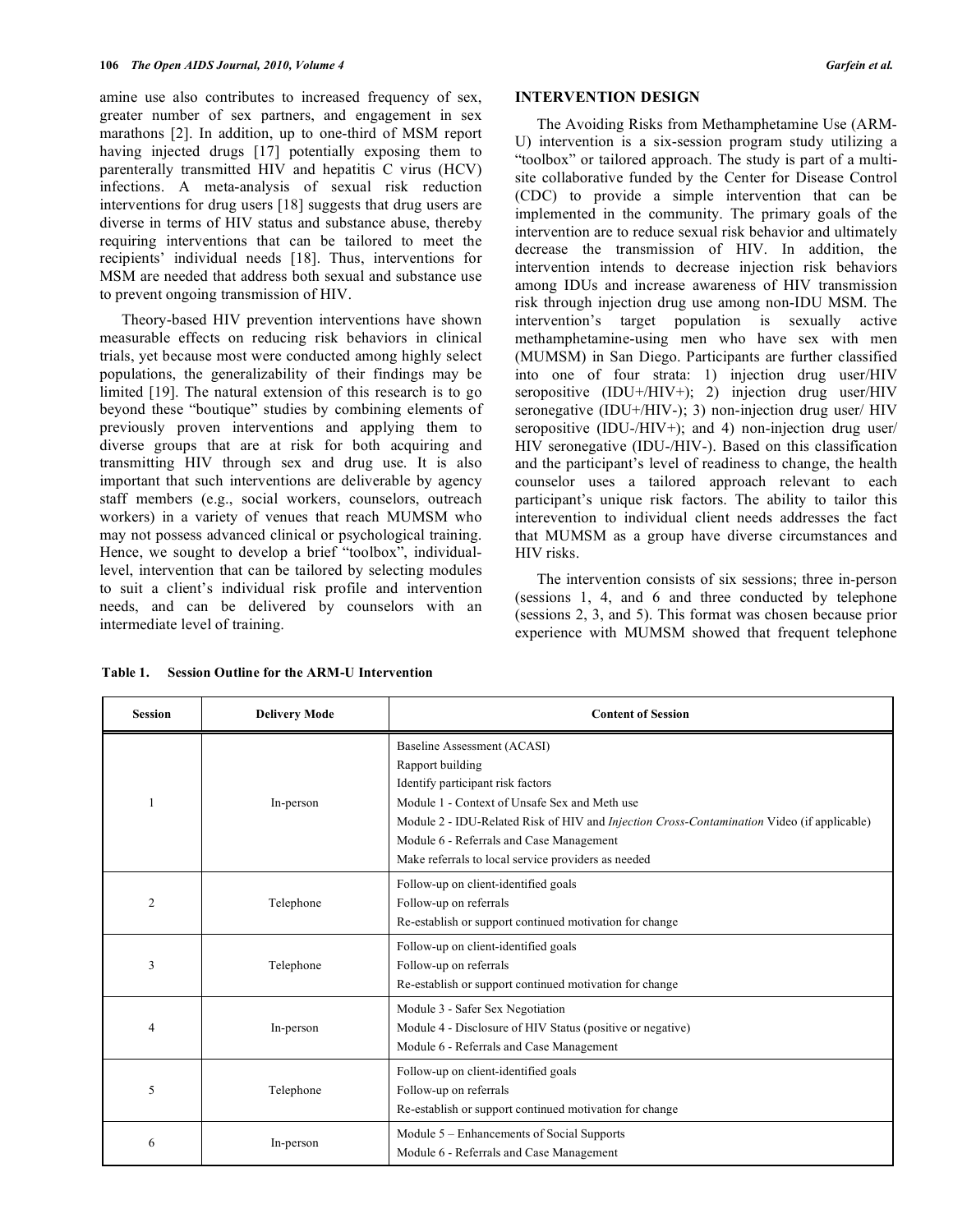amine use also contributes to increased frequency of sex, greater number of sex partners, and engagement in sex marathons [2]. In addition, up to one-third of MSM report having injected drugs [17] potentially exposing them to parenterally transmitted HIV and hepatitis C virus (HCV) infections. A meta-analysis of sexual risk reduction interventions for drug users [18] suggests that drug users are diverse in terms of HIV status and substance abuse, thereby requiring interventions that can be tailored to meet the recipients' individual needs [18]. Thus, interventions for MSM are needed that address both sexual and substance use to prevent ongoing transmission of HIV.

Theory-based HIV prevention interventions have shown measurable effects on reducing risk behaviors in clinical trials, yet because most were conducted among highly select populations, the generalizability of their findings may be limited [19]. The natural extension of this research is to go beyond these "boutique" studies by combining elements of previously proven interventions and applying them to diverse groups that are at risk for both acquiring and transmitting HIV through sex and drug use. It is also important that such interventions are deliverable by agency staff members (e.g., social workers, counselors, outreach workers) in a variety of venues that reach MUMSM who may not possess advanced clinical or psychological training. Hence, we sought to develop a brief "toolbox", individual-level, intervention that can be tailored by selecting modules to suit a client's individual risk profile and intervention needs, and can be delivered by counselors with an intermediate level of training.

## INTERVENTION DESIGN

The Avoiding Risks from Methamphetamine Use (ARM-U) intervention is a six-session program study utilizing a "toolbox" or tailored approach. The study is part of a multi-site collaborative funded by the Center for Disease Control (CDC) to provide a simple intervention that can be implemented in the community. The primary goals of the intervention are to reduce sexual risk behavior and ultimately decrease the transmission of HIV. In addition, the intervention intends to decrease injection risk behaviors among IDUs and increase awareness of HIV transmission risk through injection drug use among non-IDU MSM. The intervention's target population is sexually active methamphetamine-using men who have sex with men (MUMSM) in San Diego. Participants are further classified into one of four strata: 1) injection drug user/HIV seropositive (IDU+/HIV+); 2) injection drug user/HIV seronegative (IDU+/HIV-); 3) non-injection drug user/ HIV seropositive (IDU-/HIV+); and 4) non-injection drug user/ HIV seronegative (IDU-/HIV-). Based on this classification and the participant's level of readiness to change, the health counselor uses a tailored approach relevant to each participant's unique risk factors. The ability to tailor this interevention to individual client needs addresses the fact that MUMSM as a group have diverse circumstances and HIV risks.

The intervention consists of six sessions; three in-person (sessions 1, 4, and 6 and three conducted by telephone (sessions 2, 3, and 5). This format was chosen because prior experience with MUMSM showed that frequent telephone

**Table 1. Session Outline for the ARM-U Intervention**

| Session | Delivery Mode | Content of Session |
|---|---|---|
| 1 | In-person | Baseline Assessment (ACASI)<br>Rapport building<br>Identify participant risk factors<br>Module 1 - Context of Unsafe Sex and Meth use<br>Module 2 - IDU-Related Risk of HIV and *Injection Cross-Contamination* Video (if applicable)<br>Module 6 - Referrals and Case Management<br>Make referrals to local service providers as needed |
| 2 | Telephone | Follow-up on client-identified goals<br>Follow-up on referrals<br>Re-establish or support continued motivation for change |
| 3 | Telephone | Follow-up on client-identified goals<br>Follow-up on referrals<br>Re-establish or support continued motivation for change |
| 4 | In-person | Module 3 - Safer Sex Negotiation<br>Module 4 - Disclosure of HIV Status (positive or negative)<br>Module 6 - Referrals and Case Management |
| 5 | Telephone | Follow-up on client-identified goals<br>Follow-up on referrals<br>Re-establish or support continued motivation for change |
| 6 | In-person | Module 5 – Enhancements of Social Supports<br>Module 6 - Referrals and Case Management |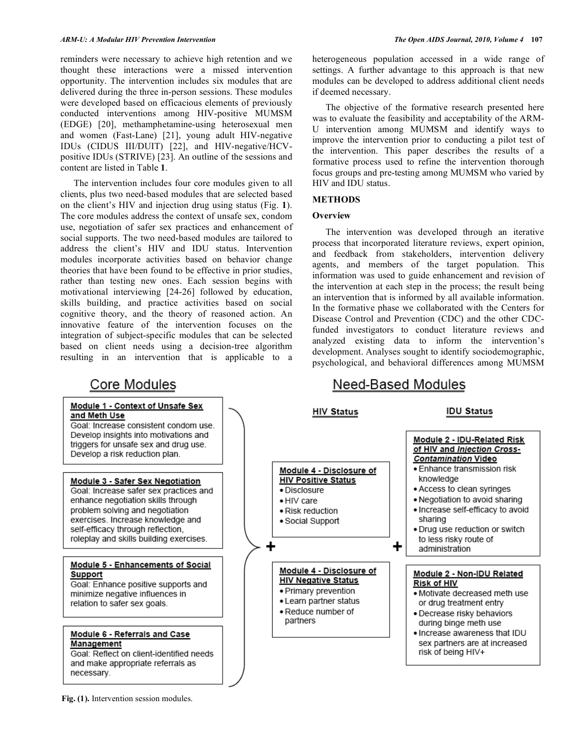reminders were necessary to achieve high retention and we thought these interactions were a missed intervention opportunity. The intervention includes six modules that are delivered during the three in-person sessions. These modules were developed based on efficacious elements of previously conducted interventions among HIV-positive MUMSM (EDGE) [20], methamphetamine-using heterosexual men and women (Fast-Lane) [21], young adult HIV-negative IDUs (CIDUS III/DUIT) [22], and HIV-negative/HCV-positive IDUs (STRIVE) [23]. An outline of the sessions and content are listed in Table **1**.

The intervention includes four core modules given to all clients, plus two need-based modules that are selected based on the client's HIV and injection drug using status (Fig. **1**). The core modules address the context of unsafe sex, condom use, negotiation of safer sex practices and enhancement of social supports. The two need-based modules are tailored to address the client's HIV and IDU status. Intervention modules incorporate activities based on behavior change theories that have been found to be effective in prior studies, rather than testing new ones. Each session begins with motivational interviewing [24-26] followed by education, skills building, and practice activities based on social cognitive theory, and the theory of reasoned action. An innovative feature of the intervention focuses on the integration of subject-specific modules that can be selected based on client needs using a decision-tree algorithm resulting in an intervention that is applicable to a heterogeneous population accessed in a wide range of settings. A further advantage to this approach is that new modules can be developed to address additional client needs if deemed necessary.

The objective of the formative research presented here was to evaluate the feasibility and acceptability of the ARM-U intervention among MUMSM and identify ways to improve the intervention prior to conducting a pilot test of the intervention. This paper describes the results of a formative process used to refine the intervention thorough focus groups and pre-testing among MUMSM who varied by HIV and IDU status.

## METHODS

### Overview

The intervention was developed through an iterative process that incorporated literature reviews, expert opinion, and feedback from stakeholders, intervention delivery agents, and members of the target population. This information was used to guide enhancement and revision of the intervention at each step in the process; the result being an intervention that is informed by all available information. In the formative phase we collaborated with the Centers for Disease Control and Prevention (CDC) and the other CDC-funded investigators to conduct literature reviews and analyzed existing data to inform the intervention's development. Analyses sought to identify sociodemographic, psychological, and behavioral differences among MUMSM

**Core Modules**

**Module 1 - Context of Unsafe Sex and Meth Use**
Goal: Increase consistent condom use. Develop insights into motivations and triggers for unsafe sex and drug use. Develop a risk reduction plan.

**Module 3 - Safer Sex Negotiation**
Goal: Increase safer sex practices and enhance negotiation skills through problem solving and negotiation exercises. Increase knowledge and self-efficacy through reflection, roleplay and skills building exercises.

**Module 5 - Enhancements of Social Support**
Goal: Enhance positive supports and minimize negative influences in relation to safer sex goals.

**Module 6 - Referrals and Case Management**
Goal: Reflect on client-identified needs and make appropriate referrals as necessary.

\+

**Need-Based Modules**

**HIV Status**

**Module 4 - Disclosure of HIV Positive Status**
- Disclosure
- HIV care
- Risk reduction
- Social Support

**Module 4 - Disclosure of HIV Negative Status**
- Primary prevention
- Learn partner status
- Reduce number of partners

\+

**IDU Status**

**Module 2 - IDU-Related Risk of HIV and *Injection Cross-Contamination* Video**
- Enhance transmission risk knowledge
- Access to clean syringes
- Negotiation to avoid sharing
- Increase self-efficacy to avoid sharing
- Drug use reduction or switch to less risky route of administration

**Module 2 - Non-IDU Related Risk of HIV**
- Motivate decreased meth use or drug treatment entry
- Decrease risky behaviors during binge meth use
- Increase awareness that IDU sex partners are at increased risk of being HIV+

**Fig. (1).** Intervention session modules.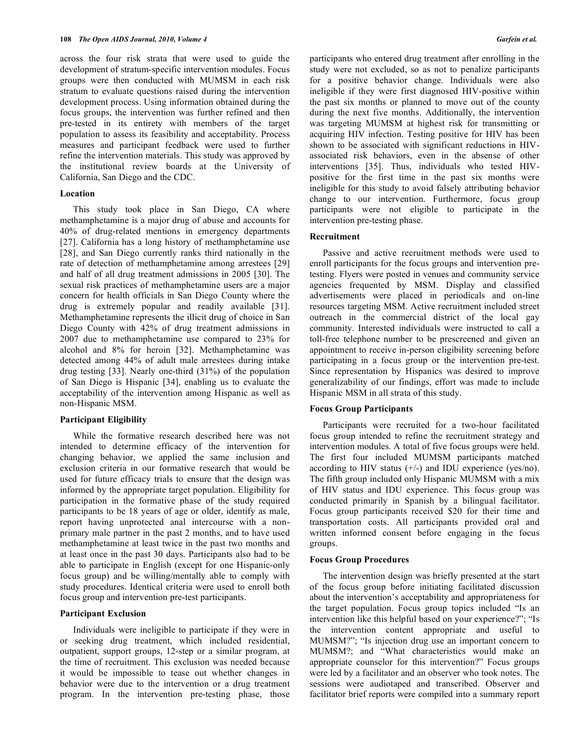across the four risk strata that were used to guide the development of stratum-specific intervention modules. Focus groups were then conducted with MUMSM in each risk stratum to evaluate questions raised during the intervention development process. Using information obtained during the focus groups, the intervention was further refined and then pre-tested in its entirety with members of the target population to assess its feasibility and acceptability. Process measures and participant feedback were used to further refine the intervention materials. This study was approved by the institutional review boards at the University of California, San Diego and the CDC.

### Location

This study took place in San Diego, CA where methamphetamine is a major drug of abuse and accounts for 40% of drug-related mentions in emergency departments [27]. California has a long history of methamphetamine use [28], and San Diego currently ranks third nationally in the rate of detection of methamphetamine among arrestees [29] and half of all drug treatment admissions in 2005 [30]. The sexual risk practices of methamphetamine users are a major concern for health officials in San Diego County where the drug is extremely popular and readily available [31]. Methamphetamine represents the illicit drug of choice in San Diego County with 42% of drug treatment admissions in 2007 due to methamphetamine use compared to 23% for alcohol and 8% for heroin [32]. Methamphetamine was detected among 44% of adult male arrestees during intake drug testing [33]. Nearly one-third (31%) of the population of San Diego is Hispanic [34], enabling us to evaluate the acceptability of the intervention among Hispanic as well as non-Hispanic MSM.

### Participant Eligibility

While the formative research described here was not intended to determine efficacy of the intervention for changing behavior, we applied the same inclusion and exclusion criteria in our formative research that would be used for future efficacy trials to ensure that the design was informed by the appropriate target population. Eligibility for participation in the formative phase of the study required participants to be 18 years of age or older, identify as male, report having unprotected anal intercourse with a non-primary male partner in the past 2 months, and to have used methamphetamine at least twice in the past two months and at least once in the past 30 days. Participants also had to be able to participate in English (except for one Hispanic-only focus group) and be willing/mentally able to comply with study procedures. Identical criteria were used to enroll both focus group and intervention pre-test participants.

### Participant Exclusion

Individuals were ineligible to participate if they were in or seeking drug treatment, which included residential, outpatient, support groups, 12-step or a similar program, at the time of recruitment. This exclusion was needed because it would be impossible to tease out whether changes in behavior were due to the intervention or a drug treatment program. In the intervention pre-testing phase, those participants who entered drug treatment after enrolling in the study were not excluded, so as not to penalize participants for a positive behavior change. Individuals were also ineligible if they were first diagnosed HIV-positive within the past six months or planned to move out of the county during the next five months. Additionally, the intervention was targeting MUMSM at highest risk for transmitting or acquiring HIV infection. Testing positive for HIV has been shown to be associated with significant reductions in HIV-associated risk behaviors, even in the absense of other interventions [35]. Thus, individuals who tested HIV-positive for the first time in the past six months were ineligible for this study to avoid falsely attributing behavior change to our intervention. Furthermore, focus group participants were not eligible to participate in the intervention pre-testing phase.

### Recruitment

Passive and active recruitment methods were used to enroll participants for the focus groups and intervention pre-testing. Flyers were posted in venues and community service agencies frequented by MSM. Display and classified advertisements were placed in periodicals and on-line resources targeting MSM. Active recruitment included street outreach in the commercial district of the local gay community. Interested individuals were instructed to call a toll-free telephone number to be prescreened and given an appointment to receive in-person eligibility screening before participating in a focus group or the intervention pre-test. Since representation by Hispanics was desired to improve generalizability of our findings, effort was made to include Hispanic MSM in all strata of this study.

### Focus Group Participants

Participants were recruited for a two-hour facilitated focus group intended to refine the recruitment strategy and intervention modules. A total of five focus groups were held. The first four included MUMSM participants matched according to HIV status (+/-) and IDU experience (yes/no). The fifth group included only Hispanic MUMSM with a mix of HIV status and IDU experience. This focus group was conducted primarily in Spanish by a bilingual facilitator. Focus group participants received $20 for their time and transportation costs. All participants provided oral and written informed consent before engaging in the focus groups.

### Focus Group Procedures

The intervention design was briefly presented at the start of the focus group before initiating facilitated discussion about the intervention's acceptability and appropriateness for the target population. Focus group topics included "Is an intervention like this helpful based on your experience?"; "Is the intervention content appropriate and useful to MUMSM?"; "Is injection drug use an important concern to MUMSM?; and "What characteristics would make an appropriate counselor for this intervention?" Focus groups were led by a facilitator and an observer who took notes. The sessions were audiotaped and transcribed. Observer and facilitator brief reports were compiled into a summary report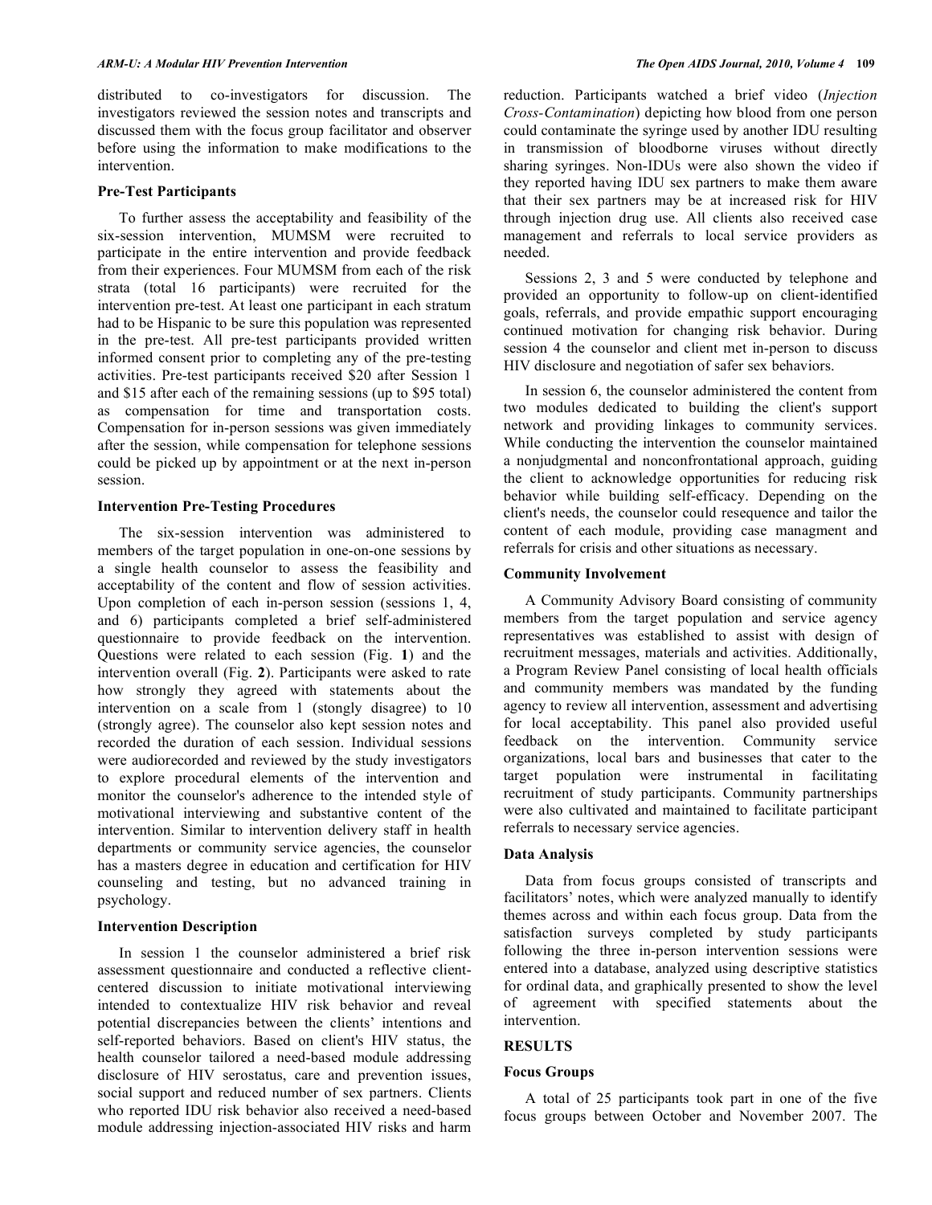distributed to co-investigators for discussion. The investigators reviewed the session notes and transcripts and discussed them with the focus group facilitator and observer before using the information to make modifications to the intervention.

### Pre-Test Participants

To further assess the acceptability and feasibility of the six-session intervention, MUMSM were recruited to participate in the entire intervention and provide feedback from their experiences. Four MUMSM from each of the risk strata (total 16 participants) were recruited for the intervention pre-test. At least one participant in each stratum had to be Hispanic to be sure this population was represented in the pre-test. All pre-test participants provided written informed consent prior to completing any of the pre-testing activities. Pre-test participants received $20 after Session 1 and $15 after each of the remaining sessions (up to $95 total) as compensation for time and transportation costs. Compensation for in-person sessions was given immediately after the session, while compensation for telephone sessions could be picked up by appointment or at the next in-person session.

### Intervention Pre-Testing Procedures

The six-session intervention was administered to members of the target population in one-on-one sessions by a single health counselor to assess the feasibility and acceptability of the content and flow of session activities. Upon completion of each in-person session (sessions 1, 4, and 6) participants completed a brief self-administered questionnaire to provide feedback on the intervention. Questions were related to each session (Fig. **1**) and the intervention overall (Fig. **2**). Participants were asked to rate how strongly they agreed with statements about the intervention on a scale from 1 (stongly disagree) to 10 (strongly agree). The counselor also kept session notes and recorded the duration of each session. Individual sessions were audiorecorded and reviewed by the study investigators to explore procedural elements of the intervention and monitor the counselor's adherence to the intended style of motivational interviewing and substantive content of the intervention. Similar to intervention delivery staff in health departments or community service agencies, the counselor has a masters degree in education and certification for HIV counseling and testing, but no advanced training in psychology.

### Intervention Description

In session 1 the counselor administered a brief risk assessment questionnaire and conducted a reflective client-centered discussion to initiate motivational interviewing intended to contextualize HIV risk behavior and reveal potential discrepancies between the clients' intentions and self-reported behaviors. Based on client's HIV status, the health counselor tailored a need-based module addressing disclosure of HIV serostatus, care and prevention issues, social support and reduced number of sex partners. Clients who reported IDU risk behavior also received a need-based module addressing injection-associated HIV risks and harm reduction. Participants watched a brief video (*Injection Cross-Contamination*) depicting how blood from one person could contaminate the syringe used by another IDU resulting in transmission of bloodborne viruses without directly sharing syringes. Non-IDUs were also shown the video if they reported having IDU sex partners to make them aware that their sex partners may be at increased risk for HIV through injection drug use. All clients also received case management and referrals to local service providers as needed.

Sessions 2, 3 and 5 were conducted by telephone and provided an opportunity to follow-up on client-identified goals, referrals, and provide empathic support encouraging continued motivation for changing risk behavior. During session 4 the counselor and client met in-person to discuss HIV disclosure and negotiation of safer sex behaviors.

In session 6, the counselor administered the content from two modules dedicated to building the client's support network and providing linkages to community services. While conducting the intervention the counselor maintained a nonjudgmental and nonconfrontational approach, guiding the client to acknowledge opportunities for reducing risk behavior while building self-efficacy. Depending on the client's needs, the counselor could resequence and tailor the content of each module, providing case managment and referrals for crisis and other situations as necessary.

### Community Involvement

A Community Advisory Board consisting of community members from the target population and service agency representatives was established to assist with design of recruitment messages, materials and activities. Additionally, a Program Review Panel consisting of local health officials and community members was mandated by the funding agency to review all intervention, assessment and advertising for local acceptability. This panel also provided useful feedback on the intervention. Community service organizations, local bars and businesses that cater to the target population were instrumental in facilitating recruitment of study participants. Community partnerships were also cultivated and maintained to facilitate participant referrals to necessary service agencies.

### Data Analysis

Data from focus groups consisted of transcripts and facilitators' notes, which were analyzed manually to identify themes across and within each focus group. Data from the satisfaction surveys completed by study participants following the three in-person intervention sessions were entered into a database, analyzed using descriptive statistics for ordinal data, and graphically presented to show the level of agreement with specified statements about the intervention.

## RESULTS

### Focus Groups

A total of 25 participants took part in one of the five focus groups between October and November 2007. The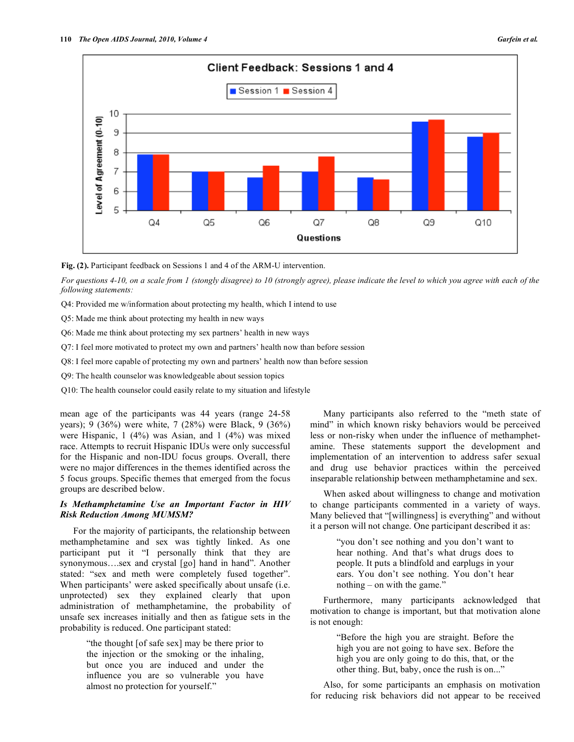Fig. (2). Participant feedback on Sessions 1 and 4 of the ARM-U intervention.

*For questions 4-10, on a scale from 1 (stongly disagree) to 10 (strongly agree), please indicate the level to which you agree with each of the following statements:*

Q4: Provided me w/information about protecting my health, which I intend to use

Q5: Made me think about protecting my health in new ways

Q6: Made me think about protecting my sex partners' health in new ways

Q7: I feel more motivated to protect my own and partners' health now than before session

Q8: I feel more capable of protecting my own and partners' health now than before session

Q9: The health counselor was knowledgeable about session topics

Q10: The health counselor could easily relate to my situation and lifestyle

mean age of the participants was 44 years (range 24-58 years); 9 (36%) were white, 7 (28%) were Black, 9 (36%) were Hispanic, 1 (4%) was Asian, and 1 (4%) was mixed race. Attempts to recruit Hispanic IDUs were only successful for the Hispanic and non-IDU focus groups. Overall, there were no major differences in the themes identified across the 5 focus groups. Specific themes that emerged from the focus groups are described below.

### *Is Methamphetamine Use an Important Factor in HIV Risk Reduction Among MUMSM?*

For the majority of participants, the relationship between methamphetamine and sex was tightly linked. As one participant put it "I personally think that they are synonymous….sex and crystal [go] hand in hand". Another stated: "sex and meth were completely fused together". When participants' were asked specifically about unsafe (i.e. unprotected) sex they explained clearly that upon administration of methamphetamine, the probability of unsafe sex increases initially and then as fatigue sets in the probability is reduced. One participant stated:

> "the thought [of safe sex] may be there prior to the injection or the smoking or the inhaling, but once you are induced and under the influence you are so vulnerable you have almost no protection for yourself."

Many participants also referred to the "meth state of mind" in which known risky behaviors would be perceived less or non-risky when under the influence of methamphetamine. These statements support the development and implementation of an intervention to address safer sexual and drug use behavior practices within the perceived inseparable relationship between methamphetamine and sex.

When asked about willingness to change and motivation to change participants commented in a variety of ways. Many believed that "[willingness] is everything" and without it a person will not change. One participant described it as:

> "you don't see nothing and you don't want to hear nothing. And that's what drugs does to people. It puts a blindfold and earplugs in your ears. You don't see nothing. You don't hear nothing – on with the game."

Furthermore, many participants acknowledged that motivation to change is important, but that motivation alone is not enough:

> "Before the high you are straight. Before the high you are not going to have sex. Before the high you are only going to do this, that, or the other thing. But, baby, once the rush is on..."

Also, for some participants an emphasis on motivation for reducing risk behaviors did not appear to be received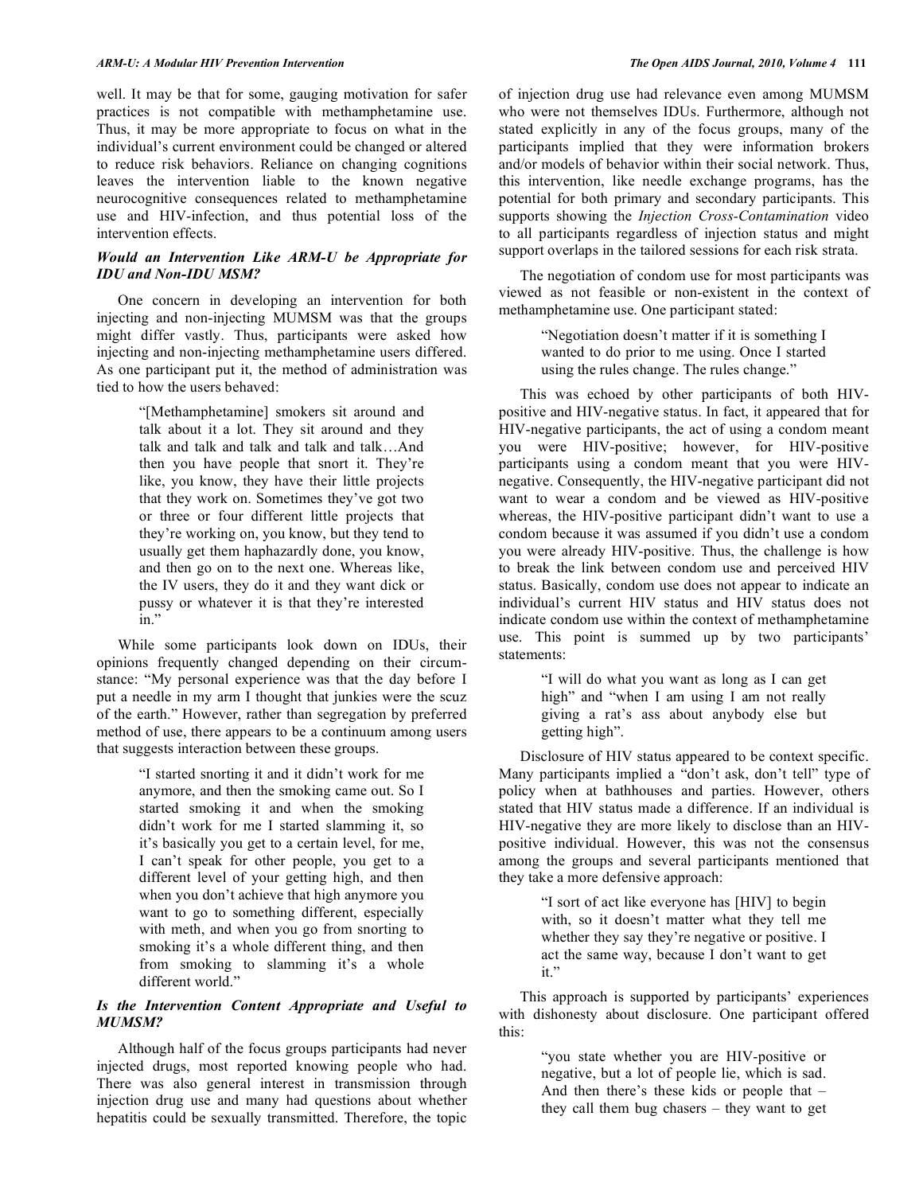well. It may be that for some, gauging motivation for safer practices is not compatible with methamphetamine use. Thus, it may be more appropriate to focus on what in the individual's current environment could be changed or altered to reduce risk behaviors. Reliance on changing cognitions leaves the intervention liable to the known negative neurocognitive consequences related to methamphetamine use and HIV-infection, and thus potential loss of the intervention effects.

### *Would an Intervention Like ARM-U be Appropriate for IDU and Non-IDU MSM?*

One concern in developing an intervention for both injecting and non-injecting MUMSM was that the groups might differ vastly. Thus, participants were asked how injecting and non-injecting methamphetamine users differed. As one participant put it, the method of administration was tied to how the users behaved:

> "[Methamphetamine] smokers sit around and talk about it a lot. They sit around and they talk and talk and talk and talk and talk…And then you have people that snort it. They're like, you know, they have their little projects that they work on. Sometimes they've got two or three or four different little projects that they're working on, you know, but they tend to usually get them haphazardly done, you know, and then go on to the next one. Whereas like, the IV users, they do it and they want dick or pussy or whatever it is that they're interested in."

While some participants look down on IDUs, their opinions frequently changed depending on their circumstance: "My personal experience was that the day before I put a needle in my arm I thought that junkies were the scuz of the earth." However, rather than segregation by preferred method of use, there appears to be a continuum among users that suggests interaction between these groups.

> "I started snorting it and it didn't work for me anymore, and then the smoking came out. So I started smoking it and when the smoking didn't work for me I started slamming it, so it's basically you get to a certain level, for me, I can't speak for other people, you get to a different level of your getting high, and then when you don't achieve that high anymore you want to go to something different, especially with meth, and when you go from snorting to smoking it's a whole different thing, and then from smoking to slamming it's a whole different world."

### *Is the Intervention Content Appropriate and Useful to MUMSM?*

Although half of the focus groups participants had never injected drugs, most reported knowing people who had. There was also general interest in transmission through injection drug use and many had questions about whether hepatitis could be sexually transmitted. Therefore, the topic of injection drug use had relevance even among MUMSM who were not themselves IDUs. Furthermore, although not stated explicitly in any of the focus groups, many of the participants implied that they were information brokers and/or models of behavior within their social network. Thus, this intervention, like needle exchange programs, has the potential for both primary and secondary participants. This supports showing the *Injection Cross-Contamination* video to all participants regardless of injection status and might support overlaps in the tailored sessions for each risk strata.

The negotiation of condom use for most participants was viewed as not feasible or non-existent in the context of methamphetamine use. One participant stated:

> "Negotiation doesn't matter if it is something I wanted to do prior to me using. Once I started using the rules change. The rules change."

This was echoed by other participants of both HIV-positive and HIV-negative status. In fact, it appeared that for HIV-negative participants, the act of using a condom meant you were HIV-positive; however, for HIV-positive participants using a condom meant that you were HIV-negative. Consequently, the HIV-negative participant did not want to wear a condom and be viewed as HIV-positive whereas, the HIV-positive participant didn't want to use a condom because it was assumed if you didn't use a condom you were already HIV-positive. Thus, the challenge is how to break the link between condom use and perceived HIV status. Basically, condom use does not appear to indicate an individual's current HIV status and HIV status does not indicate condom use within the context of methamphetamine use. This point is summed up by two participants' statements:

> "I will do what you want as long as I can get high" and "when I am using I am not really giving a rat's ass about anybody else but getting high".

Disclosure of HIV status appeared to be context specific. Many participants implied a "don't ask, don't tell" type of policy when at bathhouses and parties. However, others stated that HIV status made a difference. If an individual is HIV-negative they are more likely to disclose than an HIV-positive individual. However, this was not the consensus among the groups and several participants mentioned that they take a more defensive approach:

> "I sort of act like everyone has [HIV] to begin with, so it doesn't matter what they tell me whether they say they're negative or positive. I act the same way, because I don't want to get it."

This approach is supported by participants' experiences with dishonesty about disclosure. One participant offered this:

> "you state whether you are HIV-positive or negative, but a lot of people lie, which is sad. And then there's these kids or people that – they call them bug chasers – they want to get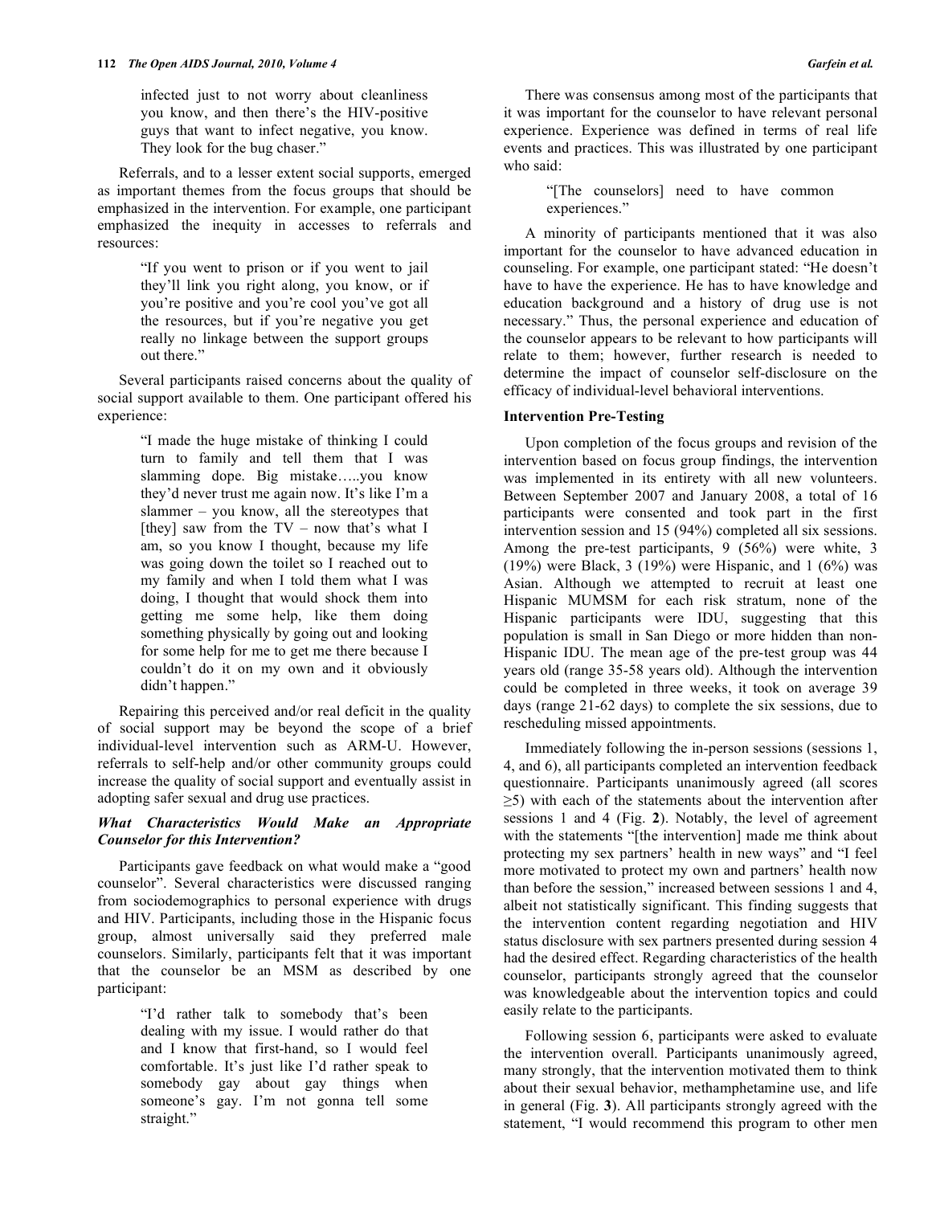infected just to not worry about cleanliness you know, and then there's the HIV-positive guys that want to infect negative, you know. They look for the bug chaser."

Referrals, and to a lesser extent social supports, emerged as important themes from the focus groups that should be emphasized in the intervention. For example, one participant emphasized the inequity in accesses to referrals and resources:

> "If you went to prison or if you went to jail they'll link you right along, you know, or if you're positive and you're cool you've got all the resources, but if you're negative you get really no linkage between the support groups out there."

Several participants raised concerns about the quality of social support available to them. One participant offered his experience:

> "I made the huge mistake of thinking I could turn to family and tell them that I was slamming dope. Big mistake…..you know they'd never trust me again now. It's like I'm a slammer – you know, all the stereotypes that [they] saw from the TV – now that's what I am, so you know I thought, because my life was going down the toilet so I reached out to my family and when I told them what I was doing, I thought that would shock them into getting me some help, like them doing something physically by going out and looking for some help for me to get me there because I couldn't do it on my own and it obviously didn't happen."

Repairing this perceived and/or real deficit in the quality of social support may be beyond the scope of a brief individual-level intervention such as ARM-U. However, referrals to self-help and/or other community groups could increase the quality of social support and eventually assist in adopting safer sexual and drug use practices.

### *What Characteristics Would Make an Appropriate Counselor for this Intervention?*

Participants gave feedback on what would make a "good counselor". Several characteristics were discussed ranging from sociodemographics to personal experience with drugs and HIV. Participants, including those in the Hispanic focus group, almost universally said they preferred male counselors. Similarly, participants felt that it was important that the counselor be an MSM as described by one participant:

> "I'd rather talk to somebody that's been dealing with my issue. I would rather do that and I know that first-hand, so I would feel comfortable. It's just like I'd rather speak to somebody gay about gay things when someone's gay. I'm not gonna tell some straight."

There was consensus among most of the participants that it was important for the counselor to have relevant personal experience. Experience was defined in terms of real life events and practices. This was illustrated by one participant who said:

> "[The counselors] need to have common experiences."

A minority of participants mentioned that it was also important for the counselor to have advanced education in counseling. For example, one participant stated: "He doesn't have to have the experience. He has to have knowledge and education background and a history of drug use is not necessary." Thus, the personal experience and education of the counselor appears to be relevant to how participants will relate to them; however, further research is needed to determine the impact of counselor self-disclosure on the efficacy of individual-level behavioral interventions.

### Intervention Pre-Testing

Upon completion of the focus groups and revision of the intervention based on focus group findings, the intervention was implemented in its entirety with all new volunteers. Between September 2007 and January 2008, a total of 16 participants were consented and took part in the first intervention session and 15 (94%) completed all six sessions. Among the pre-test participants, 9 (56%) were white, 3 (19%) were Black, 3 (19%) were Hispanic, and 1 (6%) was Asian. Although we attempted to recruit at least one Hispanic MUMSM for each risk stratum, none of the Hispanic participants were IDU, suggesting that this population is small in San Diego or more hidden than non-Hispanic IDU. The mean age of the pre-test group was 44 years old (range 35-58 years old). Although the intervention could be completed in three weeks, it took on average 39 days (range 21-62 days) to complete the six sessions, due to rescheduling missed appointments.

Immediately following the in-person sessions (sessions 1, 4, and 6), all participants completed an intervention feedback questionnaire. Participants unanimously agreed (all scores $\geq$5) with each of the statements about the intervention after sessions 1 and 4 (Fig. **2**). Notably, the level of agreement with the statements "[the intervention] made me think about protecting my sex partners' health in new ways" and "I feel more motivated to protect my own and partners' health now than before the session," increased between sessions 1 and 4, albeit not statistically significant. This finding suggests that the intervention content regarding negotiation and HIV status disclosure with sex partners presented during session 4 had the desired effect. Regarding characteristics of the health counselor, participants strongly agreed that the counselor was knowledgeable about the intervention topics and could easily relate to the participants.

Following session 6, participants were asked to evaluate the intervention overall. Participants unanimously agreed, many strongly, that the intervention motivated them to think about their sexual behavior, methamphetamine use, and life in general (Fig. **3**). All participants strongly agreed with the statement, "I would recommend this program to other men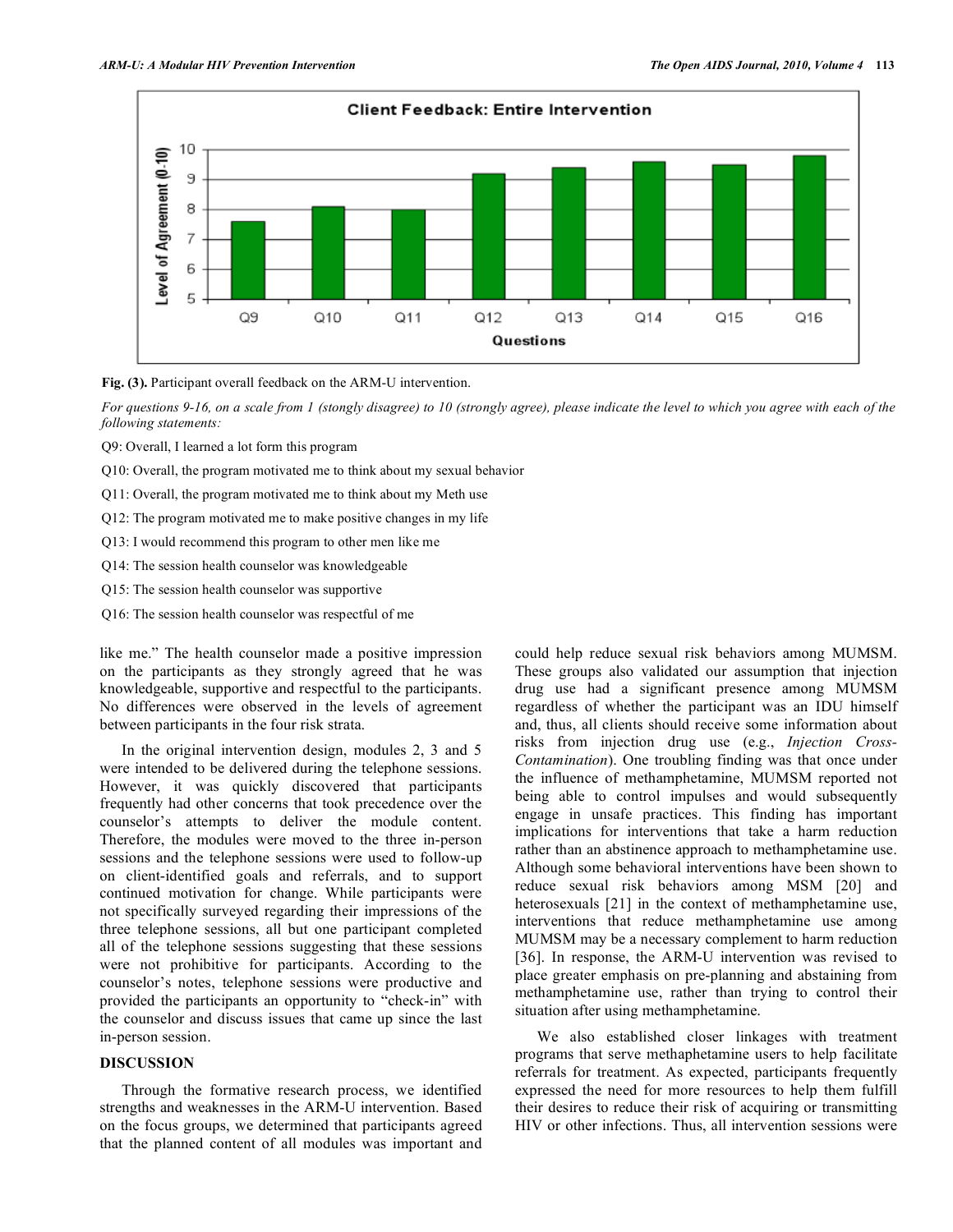**Fig. (3).** Participant overall feedback on the ARM-U intervention.

*For questions 9-16, on a scale from 1 (stongly disagree) to 10 (strongly agree), please indicate the level to which you agree with each of the following statements:*

Q9: Overall, I learned a lot form this program

Q10: Overall, the program motivated me to think about my sexual behavior

Q11: Overall, the program motivated me to think about my Meth use

Q12: The program motivated me to make positive changes in my life

Q13: I would recommend this program to other men like me

Q14: The session health counselor was knowledgeable

Q15: The session health counselor was supportive

Q16: The session health counselor was respectful of me

like me." The health counselor made a positive impression on the participants as they strongly agreed that he was knowledgeable, supportive and respectful to the participants. No differences were observed in the levels of agreement between participants in the four risk strata.

In the original intervention design, modules 2, 3 and 5 were intended to be delivered during the telephone sessions. However, it was quickly discovered that participants frequently had other concerns that took precedence over the counselor's attempts to deliver the module content. Therefore, the modules were moved to the three in-person sessions and the telephone sessions were used to follow-up on client-identified goals and referrals, and to support continued motivation for change. While participants were not specifically surveyed regarding their impressions of the three telephone sessions, all but one participant completed all of the telephone sessions suggesting that these sessions were not prohibitive for participants. According to the counselor's notes, telephone sessions were productive and provided the participants an opportunity to "check-in" with the counselor and discuss issues that came up since the last in-person session.

## DISCUSSION

Through the formative research process, we identified strengths and weaknesses in the ARM-U intervention. Based on the focus groups, we determined that participants agreed that the planned content of all modules was important and could help reduce sexual risk behaviors among MUMSM. These groups also validated our assumption that injection drug use had a significant presence among MUMSM regardless of whether the participant was an IDU himself and, thus, all clients should receive some information about risks from injection drug use (e.g., *Injection Cross-Contamination*). One troubling finding was that once under the influence of methamphetamine, MUMSM reported not being able to control impulses and would subsequently engage in unsafe practices. This finding has important implications for interventions that take a harm reduction rather than an abstinence approach to methamphetamine use. Although some behavioral interventions have been shown to reduce sexual risk behaviors among MSM [20] and heterosexuals [21] in the context of methamphetamine use, interventions that reduce methamphetamine use among MUMSM may be a necessary complement to harm reduction [36]. In response, the ARM-U intervention was revised to place greater emphasis on pre-planning and abstaining from methamphetamine use, rather than trying to control their situation after using methamphetamine.

We also established closer linkages with treatment programs that serve methaphetamine users to help facilitate referrals for treatment. As expected, participants frequently expressed the need for more resources to help them fulfill their desires to reduce their risk of acquiring or transmitting HIV or other infections. Thus, all intervention sessions were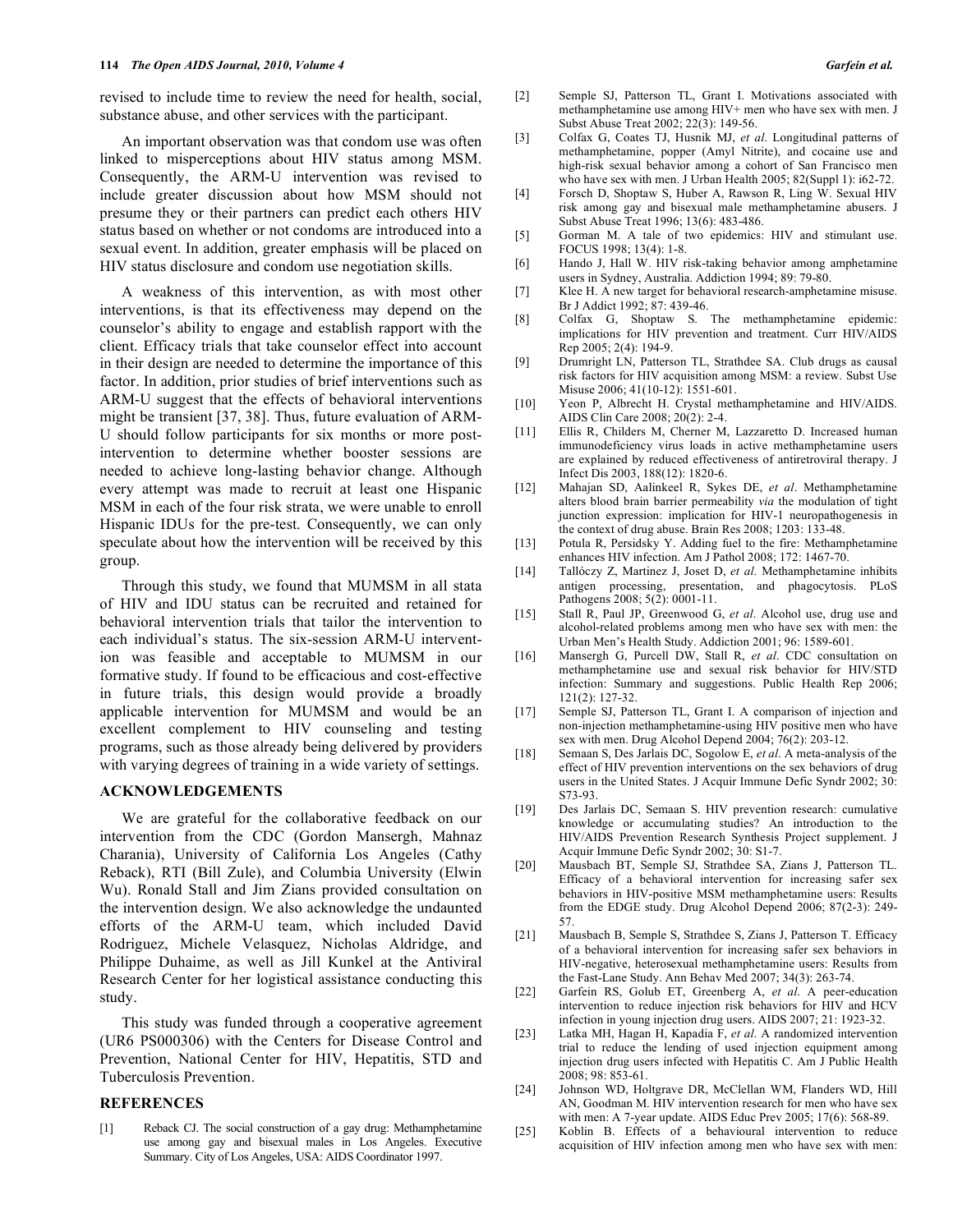revised to include time to review the need for health, social, substance abuse, and other services with the participant.

An important observation was that condom use was often linked to misperceptions about HIV status among MSM. Consequently, the ARM-U intervention was revised to include greater discussion about how MSM should not presume they or their partners can predict each others HIV status based on whether or not condoms are introduced into a sexual event. In addition, greater emphasis will be placed on HIV status disclosure and condom use negotiation skills.

A weakness of this intervention, as with most other interventions, is that its effectiveness may depend on the counselor's ability to engage and establish rapport with the client. Efficacy trials that take counselor effect into account in their design are needed to determine the importance of this factor. In addition, prior studies of brief interventions such as ARM-U suggest that the effects of behavioral interventions might be transient [37, 38]. Thus, future evaluation of ARM-U should follow participants for six months or more post-intervention to determine whether booster sessions are needed to achieve long-lasting behavior change. Although every attempt was made to recruit at least one Hispanic MSM in each of the four risk strata, we were unable to enroll Hispanic IDUs for the pre-test. Consequently, we can only speculate about how the intervention will be received by this group.

Through this study, we found that MUMSM in all stata of HIV and IDU status can be recruited and retained for behavioral intervention trials that tailor the intervention to each individual's status. The six-session ARM-U intervention was feasible and acceptable to MUMSM in our formative study. If found to be efficacious and cost-effective in future trials, this design would provide a broadly applicable intervention for MUMSM and would be an excellent complement to HIV counseling and testing programs, such as those already being delivered by providers with varying degrees of training in a wide variety of settings.

## ACKNOWLEDGEMENTS

We are grateful for the collaborative feedback on our intervention from the CDC (Gordon Mansergh, Mahnaz Charania), University of California Los Angeles (Cathy Reback), RTI (Bill Zule), and Columbia University (Elwin Wu). Ronald Stall and Jim Zians provided consultation on the intervention design. We also acknowledge the undaunted efforts of the ARM-U team, which included David Rodriguez, Michele Velasquez, Nicholas Aldridge, and Philippe Duhaime, as well as Jill Kunkel at the Antiviral Research Center for her logistical assistance conducting this study.

This study was funded through a cooperative agreement (UR6 PS000306) with the Centers for Disease Control and Prevention, National Center for HIV, Hepatitis, STD and Tuberculosis Prevention.

## REFERENCES

[1] Reback CJ. The social construction of a gay drug: Methamphetamine use among gay and bisexual males in Los Angeles. Executive Summary. City of Los Angeles, USA: AIDS Coordinator 1997.

[2] Semple SJ, Patterson TL, Grant I. Motivations associated with methamphetamine use among HIV+ men who have sex with men. J Subst Abuse Treat 2002; 22(3): 149-56.

[3] Colfax G, Coates TJ, Husnik MJ, *et al*. Longitudinal patterns of methamphetamine, popper (Amyl Nitrite), and cocaine use and high-risk sexual behavior among a cohort of San Francisco men who have sex with men. J Urban Health 2005; 82(Suppl 1): i62-72.

[4] Forsch D, Shoptaw S, Huber A, Rawson R, Ling W. Sexual HIV risk among gay and bisexual male methamphetamine abusers. J Subst Abuse Treat 1996; 13(6): 483-486.

[5] Gorman M. A tale of two epidemics: HIV and stimulant use. FOCUS 1998; 13(4): 1-8.

[6] Hando J, Hall W. HIV risk-taking behavior among amphetamine users in Sydney, Australia. Addiction 1994; 89: 79-80.

[7] Klee H. A new target for behavioral research-amphetamine misuse. Br J Addict 1992; 87: 439-46.

[8] Colfax G, Shoptaw S. The methamphetamine epidemic: implications for HIV prevention and treatment. Curr HIV/AIDS Rep 2005; 2(4): 194-9.

[9] Drumright LN, Patterson TL, Strathdee SA. Club drugs as causal risk factors for HIV acquisition among MSM: a review. Subst Use Misuse 2006; 41(10-12): 1551-601.

[10] Yeon P, Albrecht H. Crystal methamphetamine and HIV/AIDS. AIDS Clin Care 2008; 20(2): 2-4.

[11] Ellis R, Childers M, Cherner M, Lazzaretto D. Increased human immunodeficiency virus loads in active methamphetamine users are explained by reduced effectiveness of antiretroviral therapy. J Infect Dis 2003, 188(12): 1820-6.

[12] Mahajan SD, Aalinkeel R, Sykes DE, *et al*. Methamphetamine alters blood brain barrier permeability *via* the modulation of tight junction expression: implication for HIV-1 neuropathogenesis in the context of drug abuse. Brain Res 2008; 1203: 133-48.

[13] Potula R, Persidsky Y. Adding fuel to the fire: Methamphetamine enhances HIV infection. Am J Pathol 2008; 172: 1467-70.

[14] Tallóczy Z, Martinez J, Joset D, *et al*. Methamphetamine inhibits antigen processing, presentation, and phagocytosis. PLoS Pathogens 2008; 5(2): 0001-11.

[15] Stall R, Paul JP, Greenwood G, *et al*. Alcohol use, drug use and alcohol-related problems among men who have sex with men: the Urban Men's Health Study. Addiction 2001; 96: 1589-601.

[16] Mansergh G, Purcell DW, Stall R, *et al*. CDC consultation on methamphetamine use and sexual risk behavior for HIV/STD infection: Summary and suggestions. Public Health Rep 2006; 121(2): 127-32.

[17] Semple SJ, Patterson TL, Grant I. A comparison of injection and non-injection methamphetamine-using HIV positive men who have sex with men. Drug Alcohol Depend 2004; 76(2): 203-12.

[18] Semaan S, Des Jarlais DC, Sogolow E, *et al*. A meta-analysis of the effect of HIV prevention interventions on the sex behaviors of drug users in the United States. J Acquir Immune Defic Syndr 2002; 30: S73-93.

[19] Des Jarlais DC, Semaan S. HIV prevention research: cumulative knowledge or accumulating studies? An introduction to the HIV/AIDS Prevention Research Synthesis Project supplement. J Acquir Immune Defic Syndr 2002; 30: S1-7.

[20] Mausbach BT, Semple SJ, Strathdee SA, Zians J, Patterson TL. Efficacy of a behavioral intervention for increasing safer sex behaviors in HIV-positive MSM methamphetamine users: Results from the EDGE study. Drug Alcohol Depend 2006; 87(2-3): 249-57.

[21] Mausbach B, Semple S, Strathdee S, Zians J, Patterson T. Efficacy of a behavioral intervention for increasing safer sex behaviors in HIV-negative, heterosexual methamphetamine users: Results from the Fast-Lane Study. Ann Behav Med 2007; 34(3): 263-74.

[22] Garfein RS, Golub ET, Greenberg A, *et al*. A peer-education intervention to reduce injection risk behaviors for HIV and HCV infection in young injection drug users. AIDS 2007; 21: 1923-32.

[23] Latka MH, Hagan H, Kapadia F, *et al*. A randomized intervention trial to reduce the lending of used injection equipment among injection drug users infected with Hepatitis C. Am J Public Health 2008; 98: 853-61.

[24] Johnson WD, Holtgrave DR, McClellan WM, Flanders WD, Hill AN, Goodman M. HIV intervention research for men who have sex with men: A 7-year update. AIDS Educ Prev 2005; 17(6): 568-89.

[25] Koblin B. Effects of a behavioural intervention to reduce acquisition of HIV infection among men who have sex with men: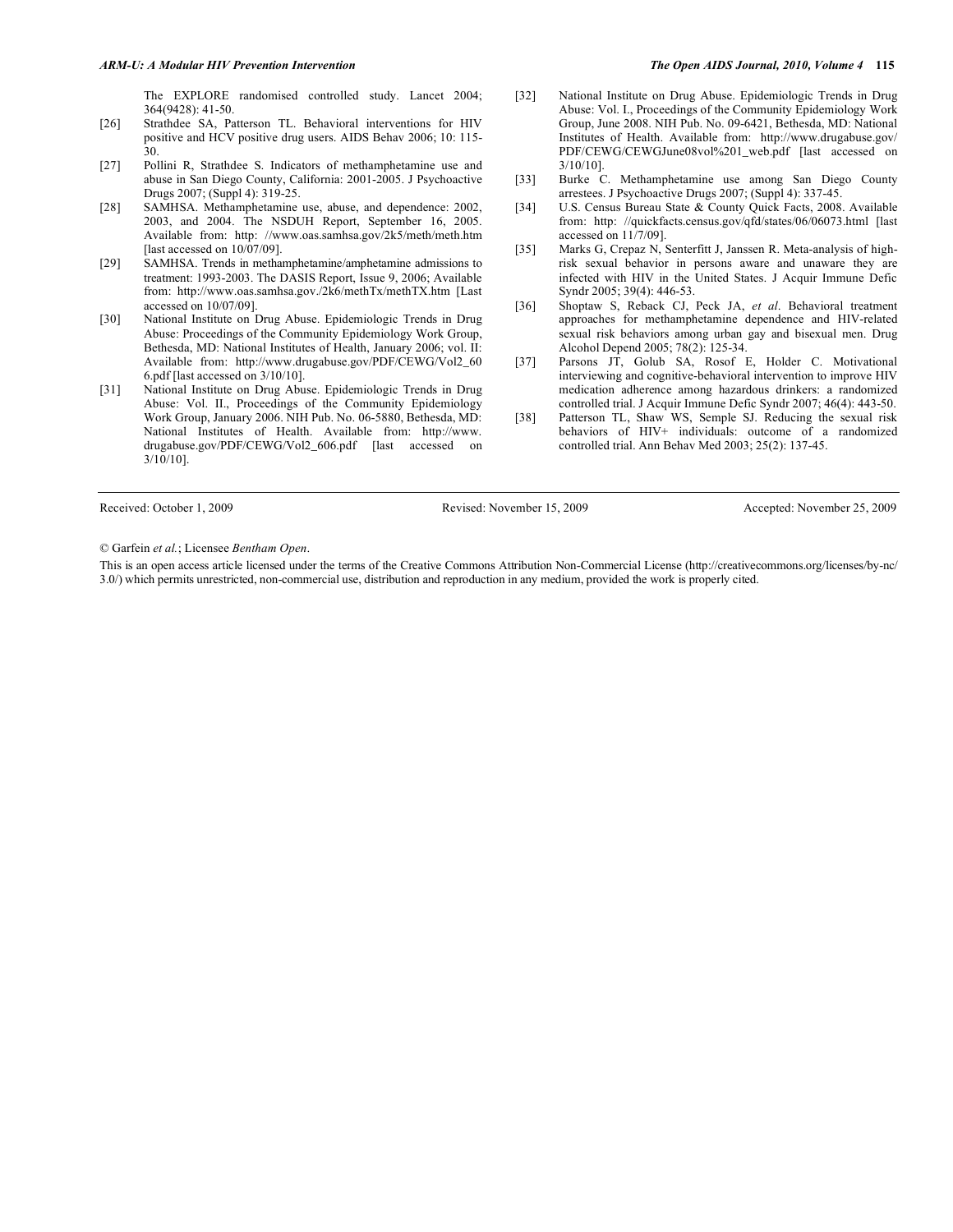The EXPLORE randomised controlled study. Lancet 2004; 364(9428): 41-50.

[26] Strathdee SA, Patterson TL. Behavioral interventions for HIV positive and HCV positive drug users. AIDS Behav 2006; 10: 115-30.

[27] Pollini R, Strathdee S. Indicators of methamphetamine use and abuse in San Diego County, California: 2001-2005. J Psychoactive Drugs 2007; (Suppl 4): 319-25.

[28] SAMHSA. Methamphetamine use, abuse, and dependence: 2002, 2003, and 2004. The NSDUH Report, September 16, 2005. Available from: http: //www.oas.samhsa.gov/2k5/meth/meth.htm [last accessed on 10/07/09].

[29] SAMHSA. Trends in methamphetamine/amphetamine admissions to treatment: 1993-2003. The DASIS Report, Issue 9, 2006; Available from: http://www.oas.samhsa.gov./2k6/methTx/methTX.htm [Last accessed on 10/07/09].

[30] National Institute on Drug Abuse. Epidemiologic Trends in Drug Abuse: Proceedings of the Community Epidemiology Work Group, Bethesda, MD: National Institutes of Health, January 2006; vol. II: Available from: http://www.drugabuse.gov/PDF/CEWG/Vol2_606.pdf [last accessed on 3/10/10].

[31] National Institute on Drug Abuse. Epidemiologic Trends in Drug Abuse: Vol. II., Proceedings of the Community Epidemiology Work Group, January 2006. NIH Pub. No. 06-5880, Bethesda, MD: National Institutes of Health. Available from: http://www.drugabuse.gov/PDF/CEWG/Vol2_606.pdf [last accessed on 3/10/10].

[32] National Institute on Drug Abuse. Epidemiologic Trends in Drug Abuse: Vol. I., Proceedings of the Community Epidemiology Work Group, June 2008. NIH Pub. No. 09-6421, Bethesda, MD: National Institutes of Health. Available from: http://www.drugabuse.gov/PDF/CEWG/CEWGJune08vol%201_web.pdf [last accessed on 3/10/10].

[33] Burke C. Methamphetamine use among San Diego County arrestees. J Psychoactive Drugs 2007; (Suppl 4): 337-45.

[34] U.S. Census Bureau State & County Quick Facts, 2008. Available from: http: //quickfacts.census.gov/qfd/states/06/06073.html [last accessed on 11/7/09].

[35] Marks G, Crepaz N, Senterfitt J, Janssen R. Meta-analysis of high-risk sexual behavior in persons aware and unaware they are infected with HIV in the United States. J Acquir Immune Defic Syndr 2005; 39(4): 446-53.

[36] Shoptaw S, Reback CJ, Peck JA, *et al*. Behavioral treatment approaches for methamphetamine dependence and HIV-related sexual risk behaviors among urban gay and bisexual men. Drug Alcohol Depend 2005; 78(2): 125-34.

[37] Parsons JT, Golub SA, Rosof E, Holder C. Motivational interviewing and cognitive-behavioral intervention to improve HIV medication adherence among hazardous drinkers: a randomized controlled trial. J Acquir Immune Defic Syndr 2007; 46(4): 443-50.

[38] Patterson TL, Shaw WS, Semple SJ. Reducing the sexual risk behaviors of HIV+ individuals: outcome of a randomized controlled trial. Ann Behav Med 2003; 25(2): 137-45.

Received: October 1, 2009 Revised: November 15, 2009 Accepted: November 25, 2009

© Garfein *et al.*; Licensee *Bentham Open*.

This is an open access article licensed under the terms of the Creative Commons Attribution Non-Commercial License (http://creativecommons.org/licenses/by-nc/3.0/) which permits unrestricted, non-commercial use, distribution and reproduction in any medium, provided the work is properly cited.